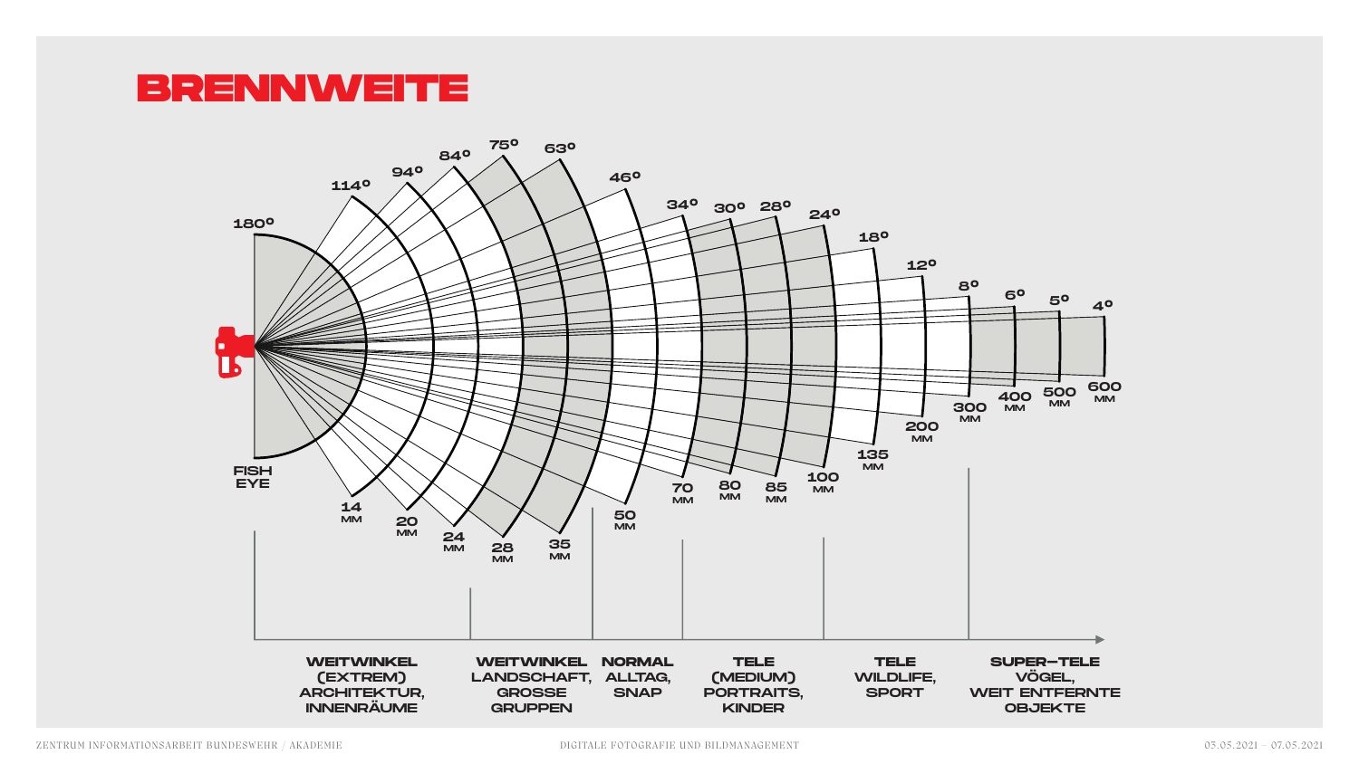# BRENNWEITE

| Brennweite | Bildwinkel |
|---|---|
| FISH EYE | 180° |
| 14 MM | 114° |
| 20 MM | 94° |
| 24 MM | 84° |
| 28 MM | 75° |
| 35 MM | 63° |
| 50 MM | 46° |
| 70 MM | 34° |
| 80 MM | 30° |
| 85 MM | 28° |
| 100 MM | 24° |
| 135 MM | 18° |
| 200 MM | 12° |
| 300 MM | 8° |
| 400 MM | 6° |
| 500 MM | 5° |
| 600 MM | 4° |

- **WEITWINKEL (EXTREM)** ARCHITEKTUR, INNENRÄUME
- **WEITWINKEL** LANDSCHAFT, GROSSE GRUPPEN
- **NORMAL** ALLTAG, SNAP
- **TELE (MEDIUM)** PORTRAITS, KINDER
- **TELE** WILDLIFE, SPORT
- **SUPER-TELE** VÖGEL, WEIT ENTFERNTE OBJEKTE

ZENTRUM INFORMATIONSARBEIT BUNDESWEHR / AKADEMIE — DIGITALE FOTOGRAFIE UND BILDMANAGEMENT — 03.05.2021 – 07.05.2021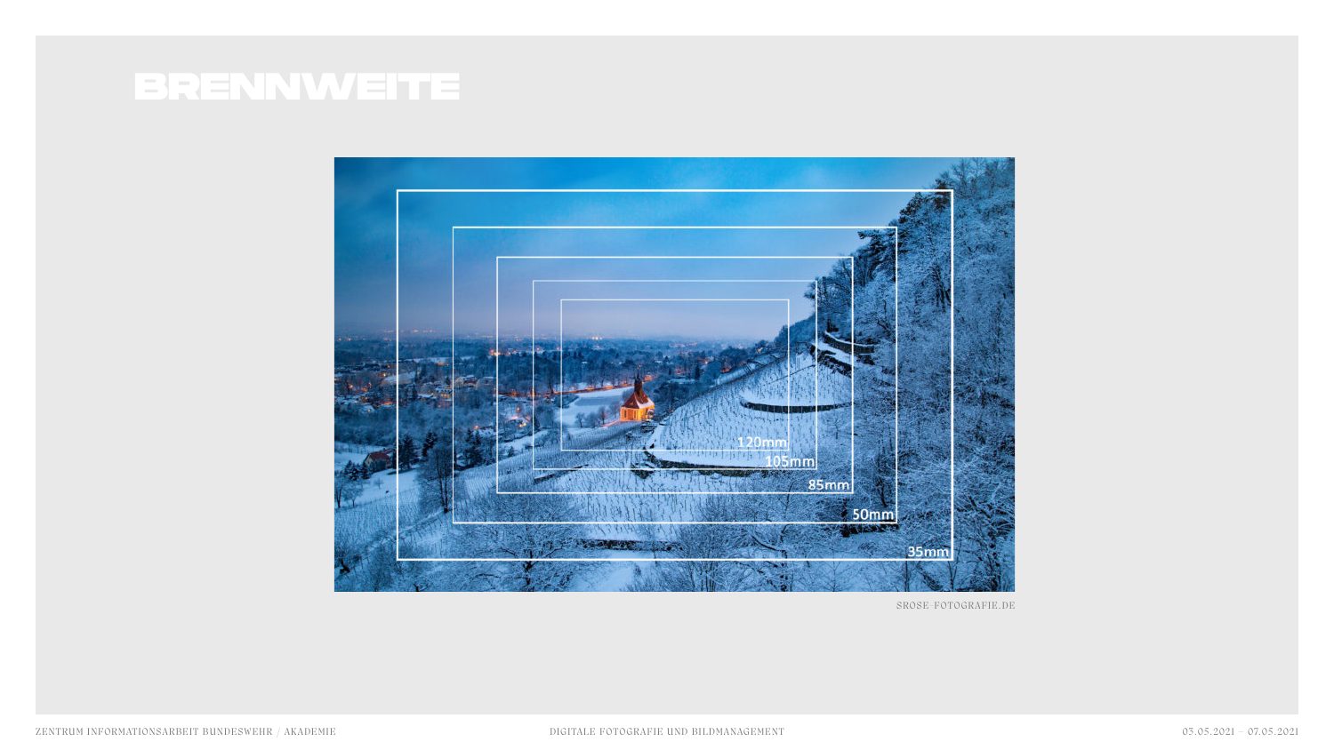# BRENNWEITE

120mm
105mm
85mm
50mm
35mm

SROSE-FOTOGRAFIE.DE